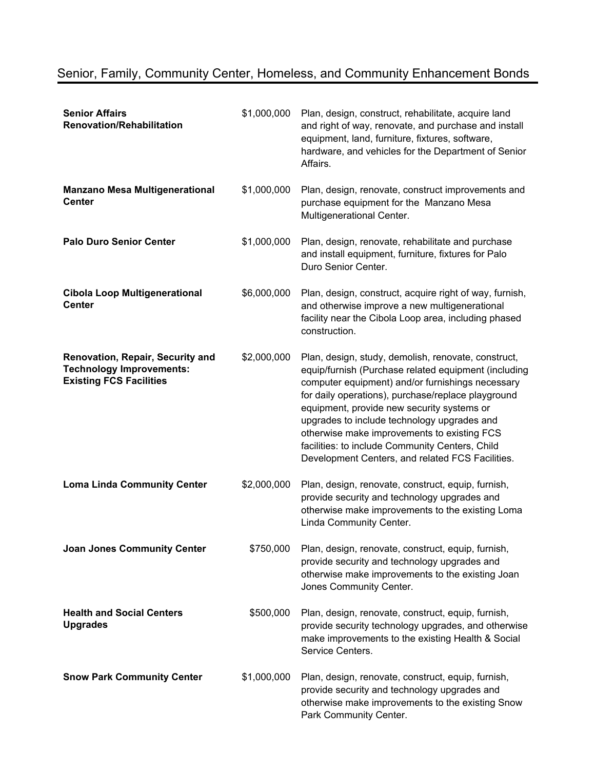## Senior, Family, Community Center, Homeless, and Community Enhancement Bonds

| Project | Amount | Description |
|---|---|---|
| **Senior Affairs Renovation/Rehabilitation** | $1,000,000 | Plan, design, construct, rehabilitate, acquire land and right of way, renovate, and purchase and install equipment, land, furniture, fixtures, software, hardware, and vehicles for the Department of Senior Affairs. |
| **Manzano Mesa Multigenerational Center** | $1,000,000 | Plan, design, renovate, construct improvements and purchase equipment for the Manzano Mesa Multigenerational Center. |
| **Palo Duro Senior Center** | $1,000,000 | Plan, design, renovate, rehabilitate and purchase and install equipment, furniture, fixtures for Palo Duro Senior Center. |
| **Cibola Loop Multigenerational Center** | $6,000,000 | Plan, design, construct, acquire right of way, furnish, and otherwise improve a new multigenerational facility near the Cibola Loop area, including phased construction. |
| **Renovation, Repair, Security and Technology Improvements: Existing FCS Facilities** | $2,000,000 | Plan, design, study, demolish, renovate, construct, equip/furnish (Purchase related equipment (including computer equipment) and/or furnishings necessary for daily operations), purchase/replace playground equipment, provide new security systems or upgrades to include technology upgrades and otherwise make improvements to existing FCS facilities: to include Community Centers, Child Development Centers, and related FCS Facilities. |
| **Loma Linda Community Center** | $2,000,000 | Plan, design, renovate, construct, equip, furnish, provide security and technology upgrades and otherwise make improvements to the existing Loma Linda Community Center. |
| **Joan Jones Community Center** | $750,000 | Plan, design, renovate, construct, equip, furnish, provide security and technology upgrades and otherwise make improvements to the existing Joan Jones Community Center. |
| **Health and Social Centers Upgrades** | $500,000 | Plan, design, renovate, construct, equip, furnish, provide security technology upgrades, and otherwise make improvements to the existing Health & Social Service Centers. |
| **Snow Park Community Center** | $1,000,000 | Plan, design, renovate, construct, equip, furnish, provide security and technology upgrades and otherwise make improvements to the existing Snow Park Community Center. |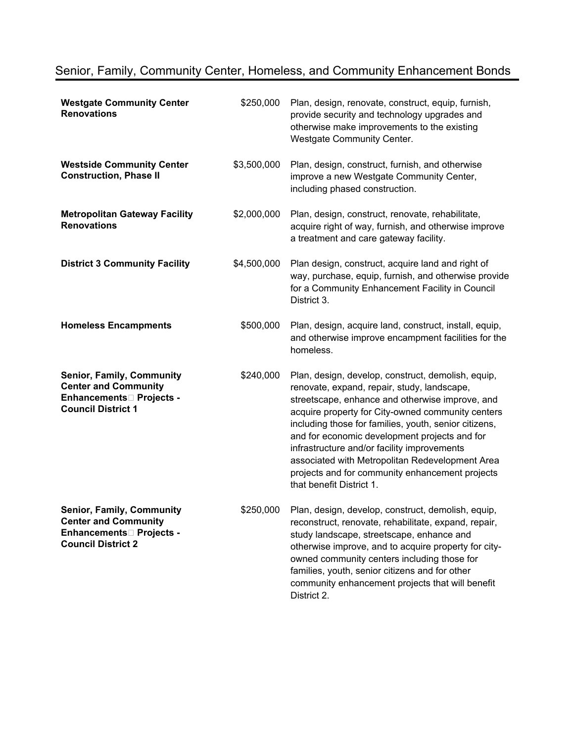## Senior, Family, Community Center, Homeless, and Community Enhancement Bonds

| | | |
|---|---|---|
| **Westgate Community Center Renovations** | $250,000 | Plan, design, renovate, construct, equip, furnish, provide security and technology upgrades and otherwise make improvements to the existing Westgate Community Center. |
| **Westside Community Center Construction, Phase II** | $3,500,000 | Plan, design, construct, furnish, and otherwise improve a new Westgate Community Center, including phased construction. |
| **Metropolitan Gateway Facility Renovations** | $2,000,000 | Plan, design, construct, renovate, rehabilitate, acquire right of way, furnish, and otherwise improve a treatment and care gateway facility. |
| **District 3 Community Facility** | $4,500,000 | Plan design, construct, acquire land and right of way, purchase, equip, furnish, and otherwise provide for a Community Enhancement Facility in Council District 3. |
| **Homeless Encampments** | $500,000 | Plan, design, acquire land, construct, install, equip, and otherwise improve encampment facilities for the homeless. |
| **Senior, Family, Community Center and Community Enhancements Projects - Council District 1** | $240,000 | Plan, design, develop, construct, demolish, equip, renovate, expand, repair, study, landscape, streetscape, enhance and otherwise improve, and acquire property for City-owned community centers including those for families, youth, senior citizens, and for economic development projects and for infrastructure and/or facility improvements associated with Metropolitan Redevelopment Area projects and for community enhancement projects that benefit District 1. |
| **Senior, Family, Community Center and Community Enhancements Projects - Council District 2** | $250,000 | Plan, design, develop, construct, demolish, equip, reconstruct, renovate, rehabilitate, expand, repair, study landscape, streetscape, enhance and otherwise improve, and to acquire property for city-owned community centers including those for families, youth, senior citizens and for other community enhancement projects that will benefit District 2. |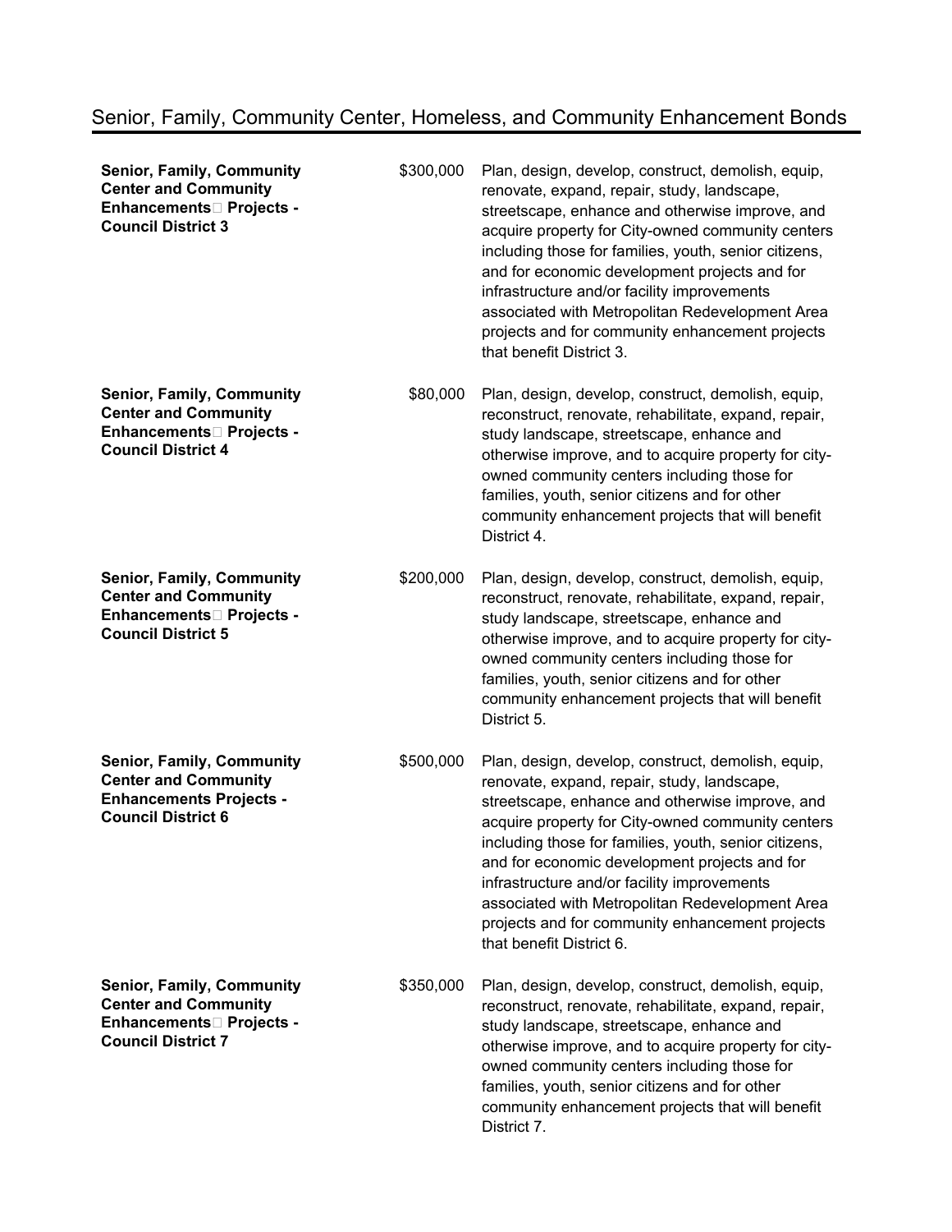## Senior, Family, Community Center, Homeless, and Community Enhancement Bonds

| Project | Amount | Description |
|---|---|---|
| **Senior, Family, Community Center and Community Enhancements Projects - Council District 3** | $300,000 | Plan, design, develop, construct, demolish, equip, renovate, expand, repair, study, landscape, streetscape, enhance and otherwise improve, and acquire property for City-owned community centers including those for families, youth, senior citizens, and for economic development projects and for infrastructure and/or facility improvements associated with Metropolitan Redevelopment Area projects and for community enhancement projects that benefit District 3. |
| **Senior, Family, Community Center and Community Enhancements Projects - Council District 4** | $80,000 | Plan, design, develop, construct, demolish, equip, reconstruct, renovate, rehabilitate, expand, repair, study landscape, streetscape, enhance and otherwise improve, and to acquire property for city-owned community centers including those for families, youth, senior citizens and for other community enhancement projects that will benefit District 4. |
| **Senior, Family, Community Center and Community Enhancements Projects - Council District 5** | $200,000 | Plan, design, develop, construct, demolish, equip, reconstruct, renovate, rehabilitate, expand, repair, study landscape, streetscape, enhance and otherwise improve, and to acquire property for city-owned community centers including those for families, youth, senior citizens and for other community enhancement projects that will benefit District 5. |
| **Senior, Family, Community Center and Community Enhancements Projects - Council District 6** | $500,000 | Plan, design, develop, construct, demolish, equip, renovate, expand, repair, study, landscape, streetscape, enhance and otherwise improve, and acquire property for City-owned community centers including those for families, youth, senior citizens, and for economic development projects and for infrastructure and/or facility improvements associated with Metropolitan Redevelopment Area projects and for community enhancement projects that benefit District 6. |
| **Senior, Family, Community Center and Community Enhancements Projects - Council District 7** | $350,000 | Plan, design, develop, construct, demolish, equip, reconstruct, renovate, rehabilitate, expand, repair, study landscape, streetscape, enhance and otherwise improve, and to acquire property for city-owned community centers including those for families, youth, senior citizens and for other community enhancement projects that will benefit District 7. |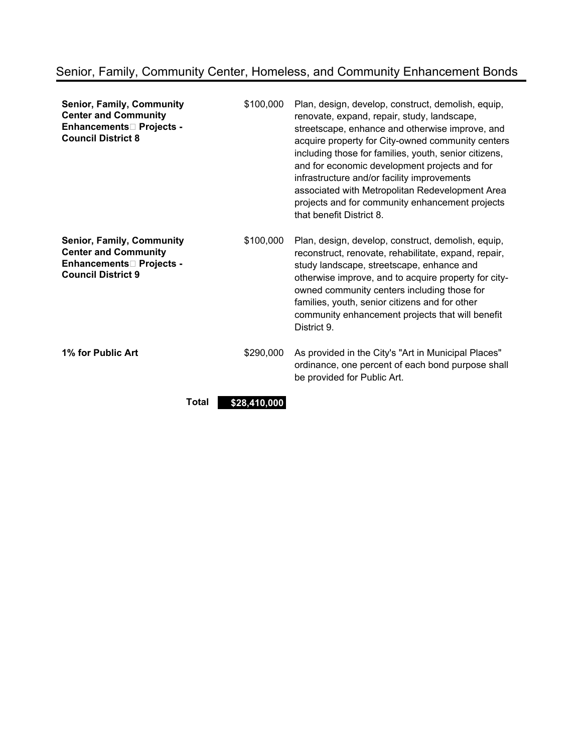## Senior, Family, Community Center, Homeless, and Community Enhancement Bonds

| | | |
|---|---|---|
| **Senior, Family, Community Center and Community Enhancements Projects - Council District 8** | $100,000 | Plan, design, develop, construct, demolish, equip, renovate, expand, repair, study, landscape, streetscape, enhance and otherwise improve, and acquire property for City-owned community centers including those for families, youth, senior citizens, and for economic development projects and for infrastructure and/or facility improvements associated with Metropolitan Redevelopment Area projects and for community enhancement projects that benefit District 8. |
| **Senior, Family, Community Center and Community Enhancements Projects - Council District 9** | $100,000 | Plan, design, develop, construct, demolish, equip, reconstruct, renovate, rehabilitate, expand, repair, study landscape, streetscape, enhance and otherwise improve, and to acquire property for city-owned community centers including those for families, youth, senior citizens and for other community enhancement projects that will benefit District 9. |
| **1% for Public Art** | $290,000 | As provided in the City's "Art in Municipal Places" ordinance, one percent of each bond purpose shall be provided for Public Art. |
| **Total** | **$28,410,000** | |